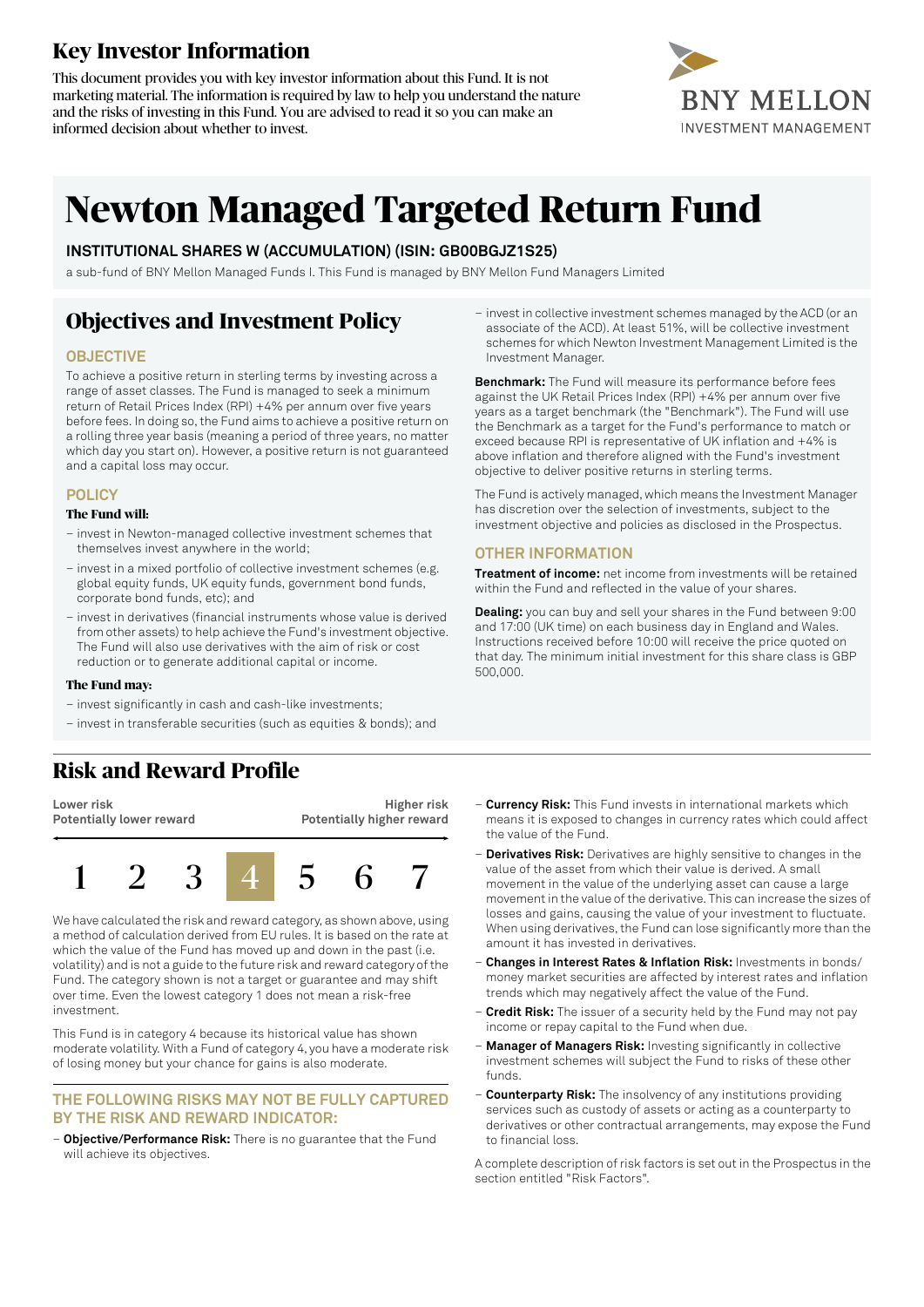# Key Investor Information

This document provides you with key investor information about this Fund. It is not marketing material. The information is required by law to help you understand the nature and the risks of investing in this Fund. You are advised to read it so you can make an informed decision about whether to invest.

BNY MELLON
INVESTMENT MANAGEMENT

# Newton Managed Targeted Return Fund

**INSTITUTIONAL SHARES W (ACCUMULATION) (ISIN: GB00BGJZ1S25)**

a sub-fund of BNY Mellon Managed Funds I. This Fund is managed by BNY Mellon Fund Managers Limited

## Objectives and Investment Policy

### OBJECTIVE

To achieve a positive return in sterling terms by investing across a range of asset classes. The Fund is managed to seek a minimum return of Retail Prices Index (RPI) +4% per annum over five years before fees. In doing so, the Fund aims to achieve a positive return on a rolling three year basis (meaning a period of three years, no matter which day you start on). However, a positive return is not guaranteed and a capital loss may occur.

### POLICY

**The Fund will:**

- invest in Newton-managed collective investment schemes that themselves invest anywhere in the world;
- invest in a mixed portfolio of collective investment schemes (e.g. global equity funds, UK equity funds, government bond funds, corporate bond funds, etc); and
- invest in derivatives (financial instruments whose value is derived from other assets) to help achieve the Fund's investment objective. The Fund will also use derivatives with the aim of risk or cost reduction or to generate additional capital or income.

**The Fund may:**

- invest significantly in cash and cash-like investments;
- invest in transferable securities (such as equities & bonds); and
- invest in collective investment schemes managed by the ACD (or an associate of the ACD). At least 51%, will be collective investment schemes for which Newton Investment Management Limited is the Investment Manager.

**Benchmark:** The Fund will measure its performance before fees against the UK Retail Prices Index (RPI) +4% per annum over five years as a target benchmark (the "Benchmark"). The Fund will use the Benchmark as a target for the Fund's performance to match or exceed because RPI is representative of UK inflation and +4% is above inflation and therefore aligned with the Fund's investment objective to deliver positive returns in sterling terms.

The Fund is actively managed, which means the Investment Manager has discretion over the selection of investments, subject to the investment objective and policies as disclosed in the Prospectus.

### OTHER INFORMATION

**Treatment of income:** net income from investments will be retained within the Fund and reflected in the value of your shares.

**Dealing:** you can buy and sell your shares in the Fund between 9:00 and 17:00 (UK time) on each business day in England and Wales. Instructions received before 10:00 will receive the price quoted on that day. The minimum initial investment for this share class is GBP 500,000.

## Risk and Reward Profile

| Lower risk<br>Potentially lower reward | | | | | | Higher risk<br>Potentially higher reward |
|---|---|---|---|---|---|---|
| 1 | 2 | 3 | **4** | 5 | 6 | 7 |

We have calculated the risk and reward category, as shown above, using a method of calculation derived from EU rules. It is based on the rate at which the value of the Fund has moved up and down in the past (i.e. volatility) and is not a guide to the future risk and reward category of the Fund. The category shown is not a target or guarantee and may shift over time. Even the lowest category 1 does not mean a risk-free investment.

This Fund is in category 4 because its historical value has shown moderate volatility. With a Fund of category 4, you have a moderate risk of losing money but your chance for gains is also moderate.

### THE FOLLOWING RISKS MAY NOT BE FULLY CAPTURED BY THE RISK AND REWARD INDICATOR:

- **Objective/Performance Risk:** There is no guarantee that the Fund will achieve its objectives.
- **Currency Risk:** This Fund invests in international markets which means it is exposed to changes in currency rates which could affect the value of the Fund.
- **Derivatives Risk:** Derivatives are highly sensitive to changes in the value of the asset from which their value is derived. A small movement in the value of the underlying asset can cause a large movement in the value of the derivative. This can increase the sizes of losses and gains, causing the value of your investment to fluctuate. When using derivatives, the Fund can lose significantly more than the amount it has invested in derivatives.
- **Changes in Interest Rates & Inflation Risk:** Investments in bonds/money market securities are affected by interest rates and inflation trends which may negatively affect the value of the Fund.
- **Credit Risk:** The issuer of a security held by the Fund may not pay income or repay capital to the Fund when due.
- **Manager of Managers Risk:** Investing significantly in collective investment schemes will subject the Fund to risks of these other funds.
- **Counterparty Risk:** The insolvency of any institutions providing services such as custody of assets or acting as a counterparty to derivatives or other contractual arrangements, may expose the Fund to financial loss.

A complete description of risk factors is set out in the Prospectus in the section entitled "Risk Factors".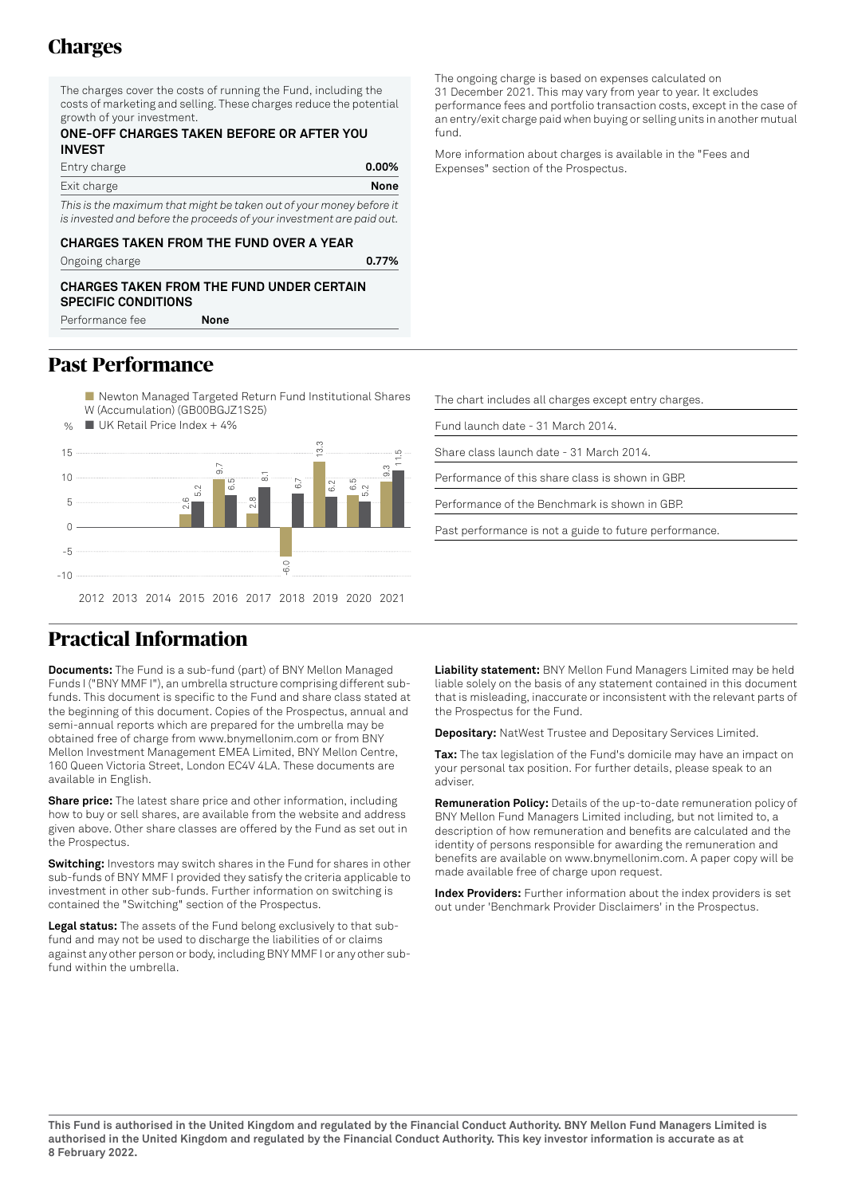## Charges

The charges cover the costs of running the Fund, including the costs of marketing and selling. These charges reduce the potential growth of your investment.

**ONE-OFF CHARGES TAKEN BEFORE OR AFTER YOU INVEST**

| | |
|---|---|
| Entry charge | **0.00%** |
| Exit charge | **None** |

*This is the maximum that might be taken out of your money before it is invested and before the proceeds of your investment are paid out.*

**CHARGES TAKEN FROM THE FUND OVER A YEAR**

| | |
|---|---|
| Ongoing charge | **0.77%** |

**CHARGES TAKEN FROM THE FUND UNDER CERTAIN SPECIFIC CONDITIONS**

| | |
|---|---|
| Performance fee | **None** |

The ongoing charge is based on expenses calculated on 31 December 2021. This may vary from year to year. It excludes performance fees and portfolio transaction costs, except in the case of an entry/exit charge paid when buying or selling units in another mutual fund.

More information about charges is available in the "Fees and Expenses" section of the Prospectus.

## Past Performance

Newton Managed Targeted Return Fund Institutional Shares W (Accumulation) (GB00BGJZ1S25)

UK Retail Price Index + 4%

%

15
10
5
0
-5
-10

2.6
5.2
9.7
6.5
2.8
8.1
-6.0
6.7
13.3
6.2
6.5
5.2
9.3
11.5

2012 2013 2014 2015 2016 2017 2018 2019 2020 2021

The chart includes all charges except entry charges.

Fund launch date - 31 March 2014.

Share class launch date - 31 March 2014.

Performance of this share class is shown in GBP.

Performance of the Benchmark is shown in GBP.

Past performance is not a guide to future performance.

## Practical Information

**Documents:** The Fund is a sub-fund (part) of BNY Mellon Managed Funds I ("BNY MMF I"), an umbrella structure comprising different sub-funds. This document is specific to the Fund and share class stated at the beginning of this document. Copies of the Prospectus, annual and semi-annual reports which are prepared for the umbrella may be obtained free of charge from www.bnymellonim.com or from BNY Mellon Investment Management EMEA Limited, BNY Mellon Centre, 160 Queen Victoria Street, London EC4V 4LA. These documents are available in English.

**Share price:** The latest share price and other information, including how to buy or sell shares, are available from the website and address given above. Other share classes are offered by the Fund as set out in the Prospectus.

**Switching:** Investors may switch shares in the Fund for shares in other sub-funds of BNY MMF I provided they satisfy the criteria applicable to investment in other sub-funds. Further information on switching is contained the "Switching" section of the Prospectus.

**Legal status:** The assets of the Fund belong exclusively to that sub-fund and may not be used to discharge the liabilities of or claims against any other person or body, including BNY MMF I or any other sub-fund within the umbrella.

**Liability statement:** BNY Mellon Fund Managers Limited may be held liable solely on the basis of any statement contained in this document that is misleading, inaccurate or inconsistent with the relevant parts of the Prospectus for the Fund.

**Depositary:** NatWest Trustee and Depositary Services Limited.

**Tax:** The tax legislation of the Fund's domicile may have an impact on your personal tax position. For further details, please speak to an adviser.

**Remuneration Policy:** Details of the up-to-date remuneration policy of BNY Mellon Fund Managers Limited including, but not limited to, a description of how remuneration and benefits are calculated and the identity of persons responsible for awarding the remuneration and benefits are available on www.bnymellonim.com. A paper copy will be made available free of charge upon request.

**Index Providers:** Further information about the index providers is set out under 'Benchmark Provider Disclaimers' in the Prospectus.

**This Fund is authorised in the United Kingdom and regulated by the Financial Conduct Authority. BNY Mellon Fund Managers Limited is authorised in the United Kingdom and regulated by the Financial Conduct Authority. This key investor information is accurate as at 8 February 2022.**